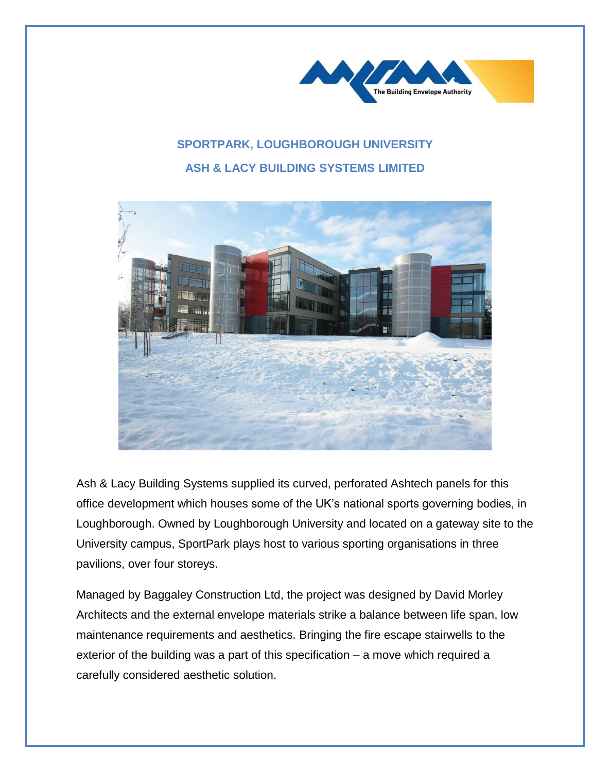## SPORTPARK, LOUGHBOROUGH UNIVERSITY

## ASH & LACY BUILDING SYSTEMS LIMITED

Ash & Lacy Building Systems supplied its curved, perforated Ashtech panels for this office development which houses some of the UK's national sports governing bodies, in Loughborough. Owned by Loughborough University and located on a gateway site to the University campus, SportPark plays host to various sporting organisations in three pavilions, over four storeys.

Managed by Baggaley Construction Ltd, the project was designed by David Morley Architects and the external envelope materials strike a balance between life span, low maintenance requirements and aesthetics. Bringing the fire escape stairwells to the exterior of the building was a part of this specification – a move which required a carefully considered aesthetic solution.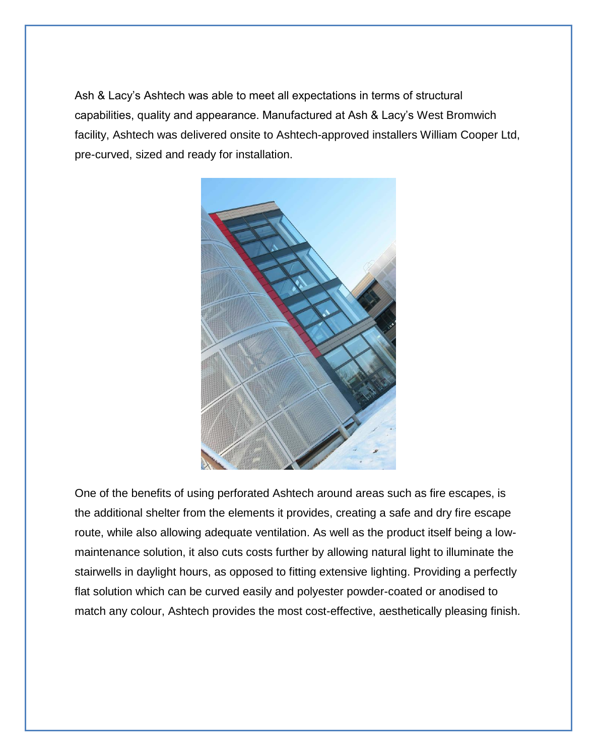Ash & Lacy’s Ashtech was able to meet all expectations in terms of structural capabilities, quality and appearance. Manufactured at Ash & Lacy’s West Bromwich facility, Ashtech was delivered onsite to Ashtech-approved installers William Cooper Ltd, pre-curved, sized and ready for installation.

One of the benefits of using perforated Ashtech around areas such as fire escapes, is the additional shelter from the elements it provides, creating a safe and dry fire escape route, while also allowing adequate ventilation. As well as the product itself being a low-maintenance solution, it also cuts costs further by allowing natural light to illuminate the stairwells in daylight hours, as opposed to fitting extensive lighting. Providing a perfectly flat solution which can be curved easily and polyester powder-coated or anodised to match any colour, Ashtech provides the most cost-effective, aesthetically pleasing finish.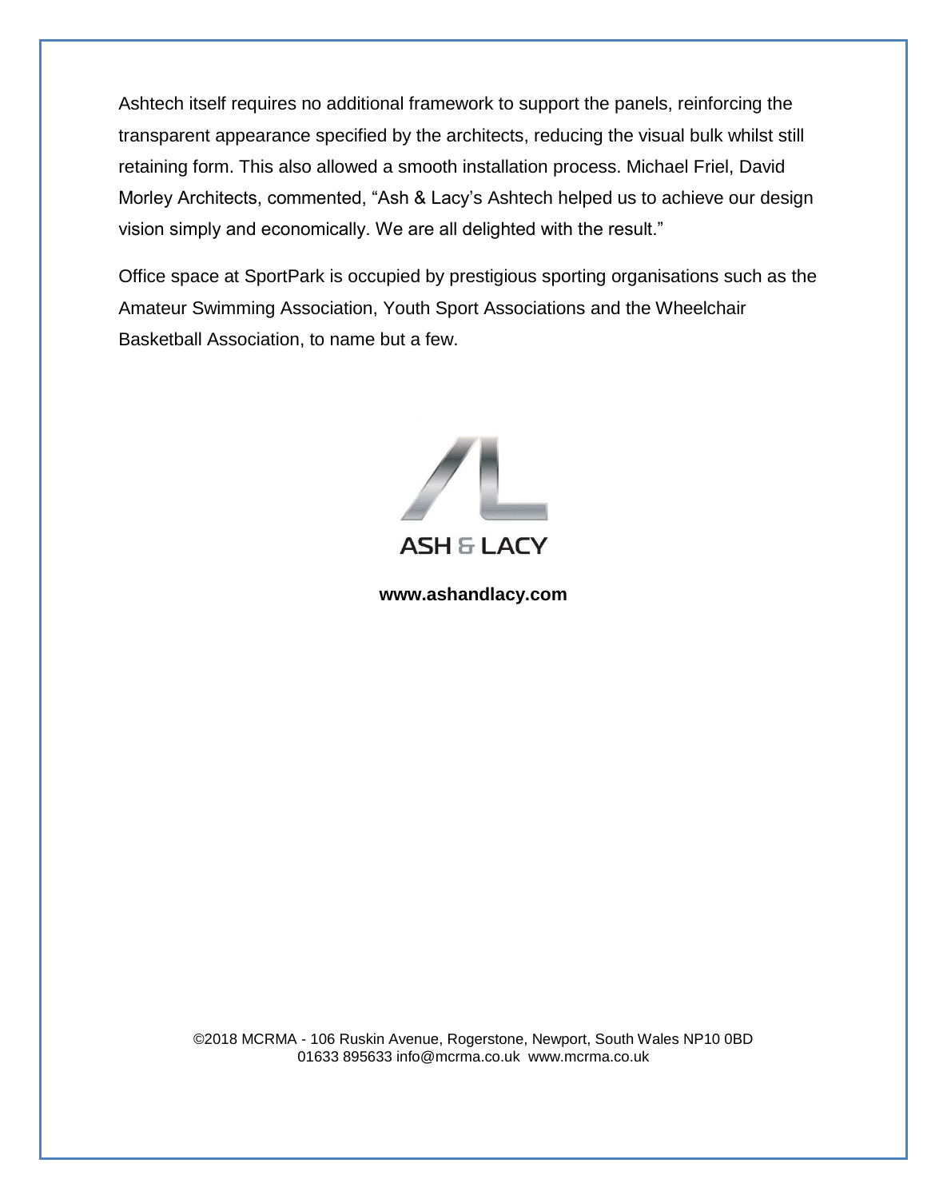Ashtech itself requires no additional framework to support the panels, reinforcing the transparent appearance specified by the architects, reducing the visual bulk whilst still retaining form. This also allowed a smooth installation process. Michael Friel, David Morley Architects, commented, “Ash & Lacy’s Ashtech helped us to achieve our design vision simply and economically. We are all delighted with the result.”

Office space at SportPark is occupied by prestigious sporting organisations such as the Amateur Swimming Association, Youth Sport Associations and the Wheelchair Basketball Association, to name but a few.

ASH & LACY

**www.ashandlacy.com**

©2018 MCRMA - 106 Ruskin Avenue, Rogerstone, Newport, South Wales NP10 0BD
01633 895633 info@mcrma.co.uk www.mcrma.co.uk